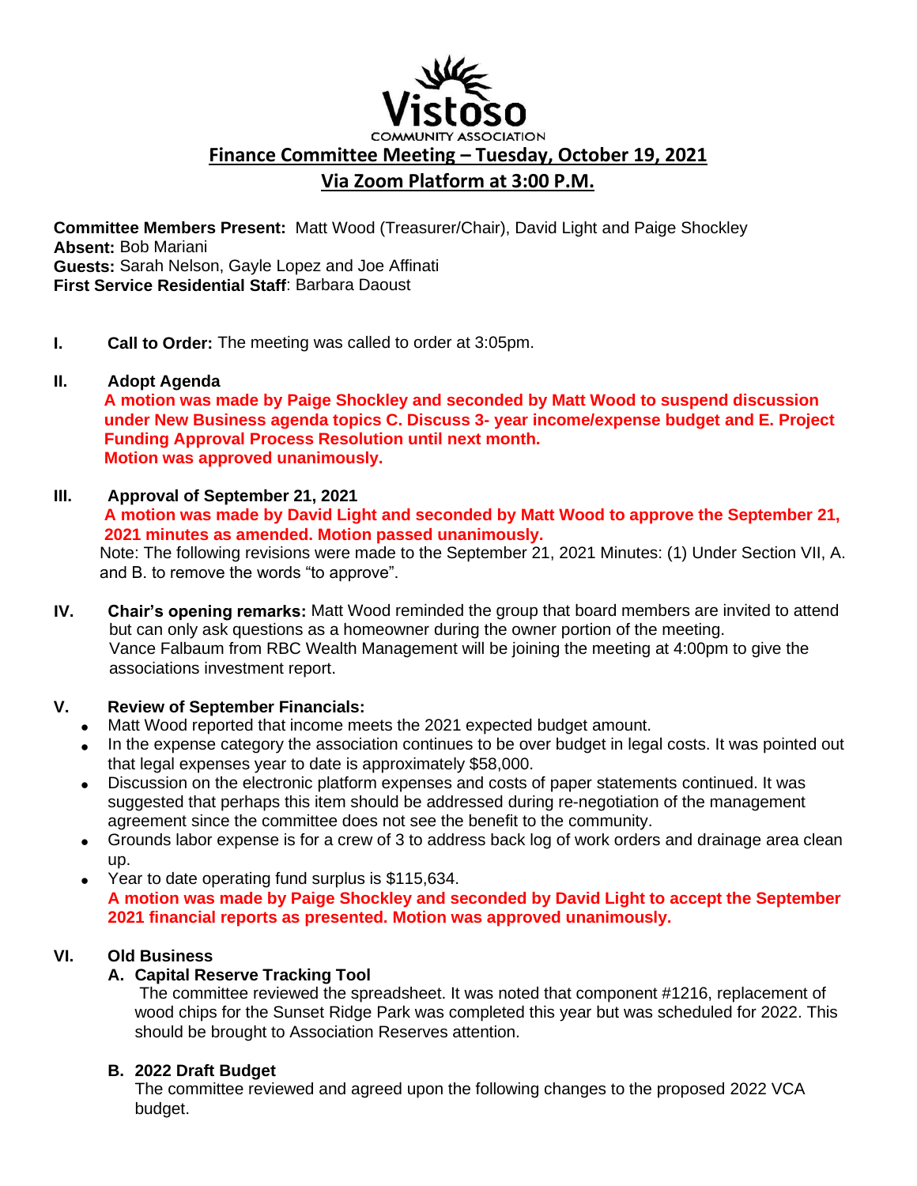# Vistoso COMMUNITY ASSOCIATION

## Finance Committee Meeting – Tuesday, October 19, 2021

## Via Zoom Platform at 3:00 P.M.

**Committee Members Present:** Matt Wood (Treasurer/Chair), David Light and Paige Shockley
**Absent:** Bob Mariani
**Guests:** Sarah Nelson, Gayle Lopez and Joe Affinati
**First Service Residential Staff**: Barbara Daoust

**I. Call to Order:** The meeting was called to order at 3:05pm.

**II. Adopt Agenda**

**A motion was made by Paige Shockley and seconded by Matt Wood to suspend discussion under New Business agenda topics C. Discuss 3- year income/expense budget and E. Project Funding Approval Process Resolution until next month.**
**Motion was approved unanimously.**

**III. Approval of September 21, 2021**

**A motion was made by David Light and seconded by Matt Wood to approve the September 21, 2021 minutes as amended. Motion passed unanimously.**

Note: The following revisions were made to the September 21, 2021 Minutes: (1) Under Section VII, A. and B. to remove the words "to approve".

**IV. Chair's opening remarks:** Matt Wood reminded the group that board members are invited to attend but can only ask questions as a homeowner during the owner portion of the meeting. Vance Falbaum from RBC Wealth Management will be joining the meeting at 4:00pm to give the associations investment report.

**V. Review of September Financials:**

- Matt Wood reported that income meets the 2021 expected budget amount.
- In the expense category the association continues to be over budget in legal costs. It was pointed out that legal expenses year to date is approximately $58,000.
- Discussion on the electronic platform expenses and costs of paper statements continued. It was suggested that perhaps this item should be addressed during re-negotiation of the management agreement since the committee does not see the benefit to the community.
- Grounds labor expense is for a crew of 3 to address back log of work orders and drainage area clean up.
- Year to date operating fund surplus is $115,634.

**A motion was made by Paige Shockley and seconded by David Light to accept the September 2021 financial reports as presented. Motion was approved unanimously.**

**VI. Old Business**

**A. Capital Reserve Tracking Tool**

The committee reviewed the spreadsheet. It was noted that component #1216, replacement of wood chips for the Sunset Ridge Park was completed this year but was scheduled for 2022. This should be brought to Association Reserves attention.

**B. 2022 Draft Budget**

The committee reviewed and agreed upon the following changes to the proposed 2022 VCA budget.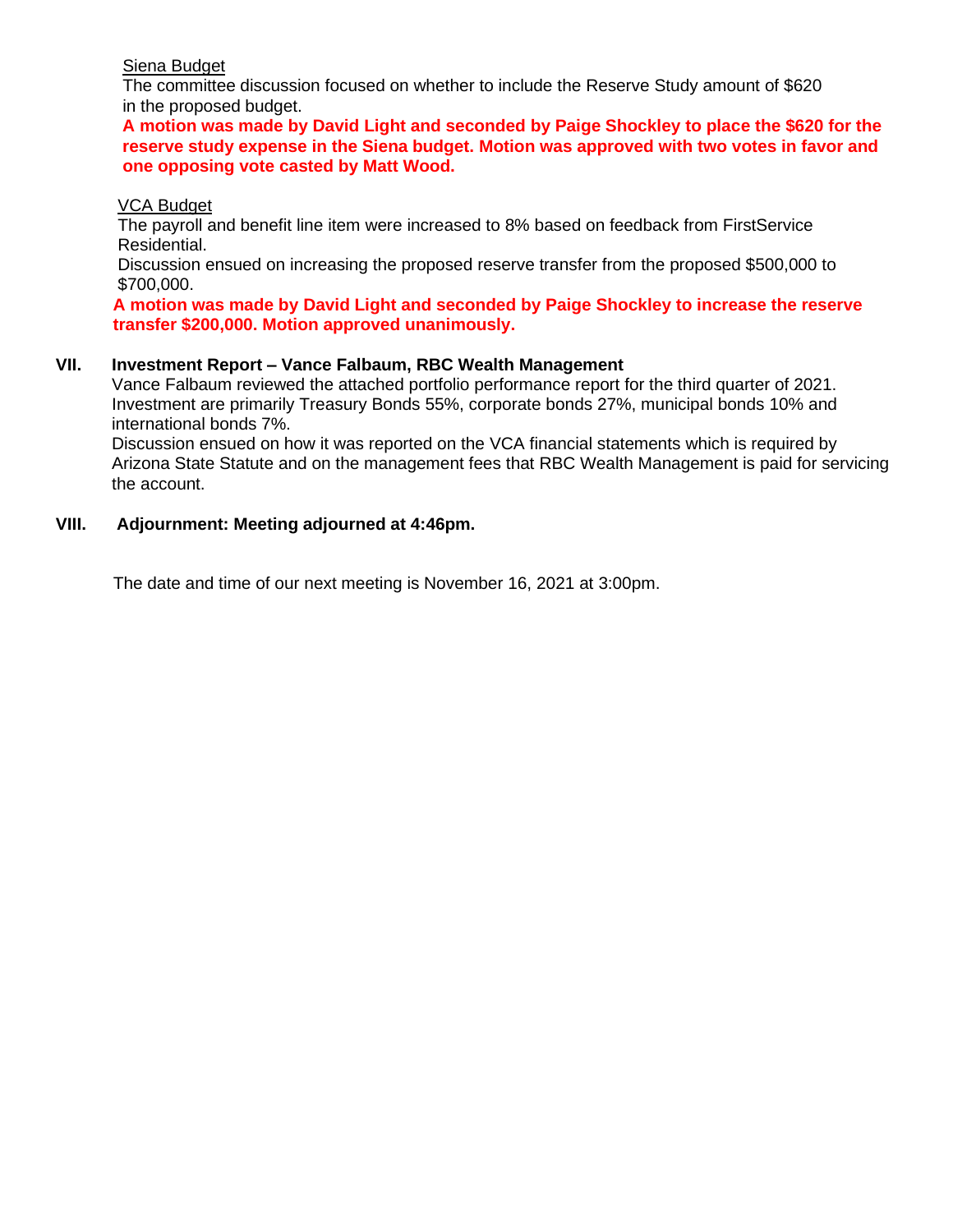Siena Budget

The committee discussion focused on whether to include the Reserve Study amount of $620 in the proposed budget.

**A motion was made by David Light and seconded by Paige Shockley to place the $620 for the reserve study expense in the Siena budget. Motion was approved with two votes in favor and one opposing vote casted by Matt Wood.**

VCA Budget

The payroll and benefit line item were increased to 8% based on feedback from FirstService Residential.

Discussion ensued on increasing the proposed reserve transfer from the proposed $500,000 to $700,000.

**A motion was made by David Light and seconded by Paige Shockley to increase the reserve transfer $200,000. Motion approved unanimously.**

**VII. Investment Report – Vance Falbaum, RBC Wealth Management**

Vance Falbaum reviewed the attached portfolio performance report for the third quarter of 2021. Investment are primarily Treasury Bonds 55%, corporate bonds 27%, municipal bonds 10% and international bonds 7%.

Discussion ensued on how it was reported on the VCA financial statements which is required by Arizona State Statute and on the management fees that RBC Wealth Management is paid for servicing the account.

**VIII. Adjournment: Meeting adjourned at 4:46pm.**

The date and time of our next meeting is November 16, 2021 at 3:00pm.